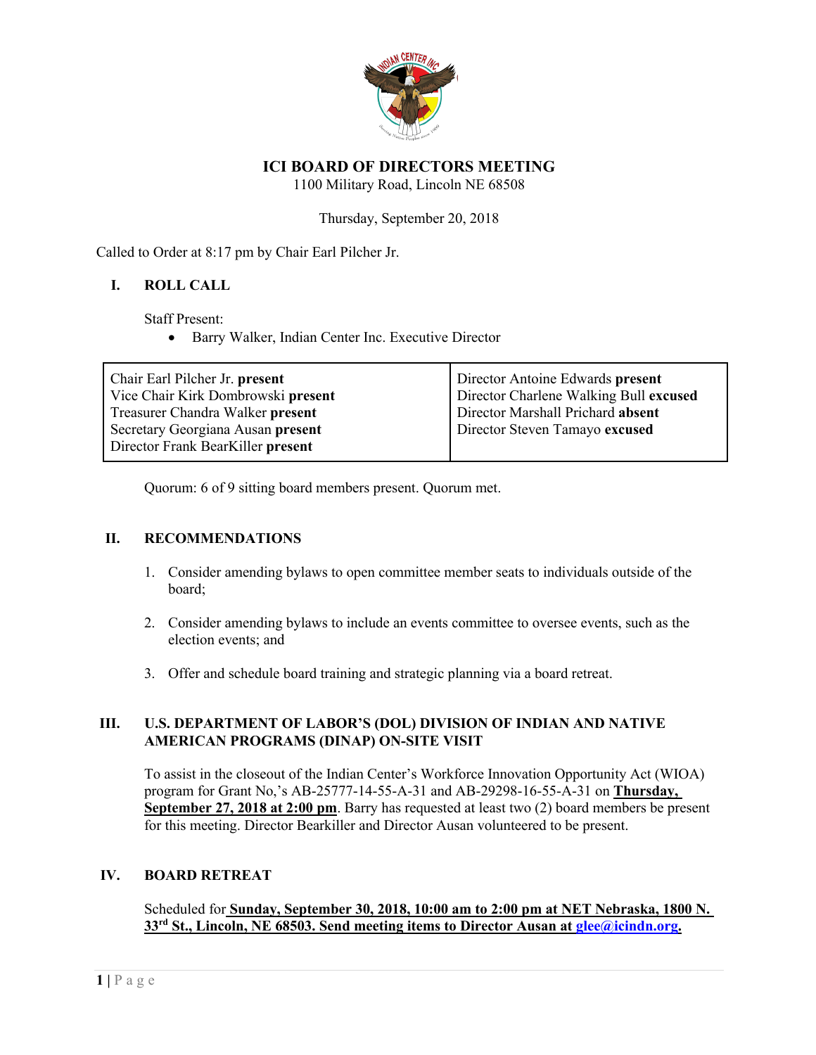# ICI BOARD OF DIRECTORS MEETING

1100 Military Road, Lincoln NE 68508

Thursday, September 20, 2018

Called to Order at 8:17 pm by Chair Earl Pilcher Jr.

## I. ROLL CALL

Staff Present:

- Barry Walker, Indian Center Inc. Executive Director

| | |
|---|---|
| Chair Earl Pilcher Jr. **present**<br>Vice Chair Kirk Dombrowski **present**<br>Treasurer Chandra Walker **present**<br>Secretary Georgiana Ausan **present**<br>Director Frank BearKiller **present** | Director Antoine Edwards **present**<br>Director Charlene Walking Bull **excused**<br>Director Marshall Prichard **absent**<br>Director Steven Tamayo **excused** |

Quorum: 6 of 9 sitting board members present. Quorum met.

## II. RECOMMENDATIONS

1. Consider amending bylaws to open committee member seats to individuals outside of the board;

2. Consider amending bylaws to include an events committee to oversee events, such as the election events; and

3. Offer and schedule board training and strategic planning via a board retreat.

## III. U.S. DEPARTMENT OF LABOR'S (DOL) DIVISION OF INDIAN AND NATIVE AMERICAN PROGRAMS (DINAP) ON-SITE VISIT

To assist in the closeout of the Indian Center's Workforce Innovation Opportunity Act (WIOA) program for Grant No,'s AB-25777-14-55-A-31 and AB-29298-16-55-A-31 on **Thursday, September 27, 2018 at 2:00 pm**. Barry has requested at least two (2) board members be present for this meeting. Director Bearkiller and Director Ausan volunteered to be present.

## IV. BOARD RETREAT

Scheduled for **Sunday, September 30, 2018, 10:00 am to 2:00 pm at NET Nebraska, 1800 N. 33rd St., Lincoln, NE 68503. Send meeting items to Director Ausan at glee@icindn.org.**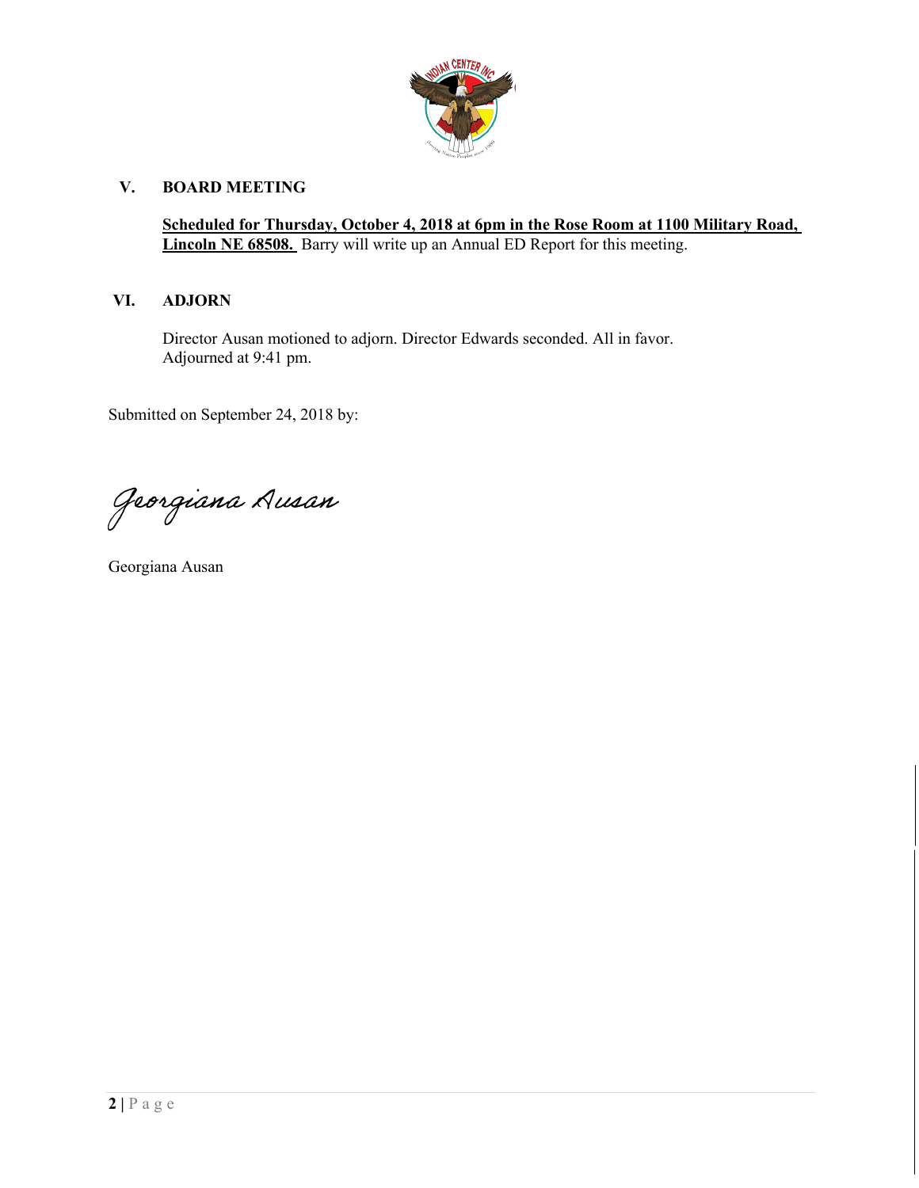## V. BOARD MEETING

**Scheduled for Thursday, October 4, 2018 at 6pm in the Rose Room at 1100 Military Road, Lincoln NE 68508.** Barry will write up an Annual ED Report for this meeting.

## VI. ADJORN

Director Ausan motioned to adjorn. Director Edwards seconded. All in favor.
Adjourned at 9:41 pm.

Submitted on September 24, 2018 by:

*Georgiana Ausan*

Georgiana Ausan